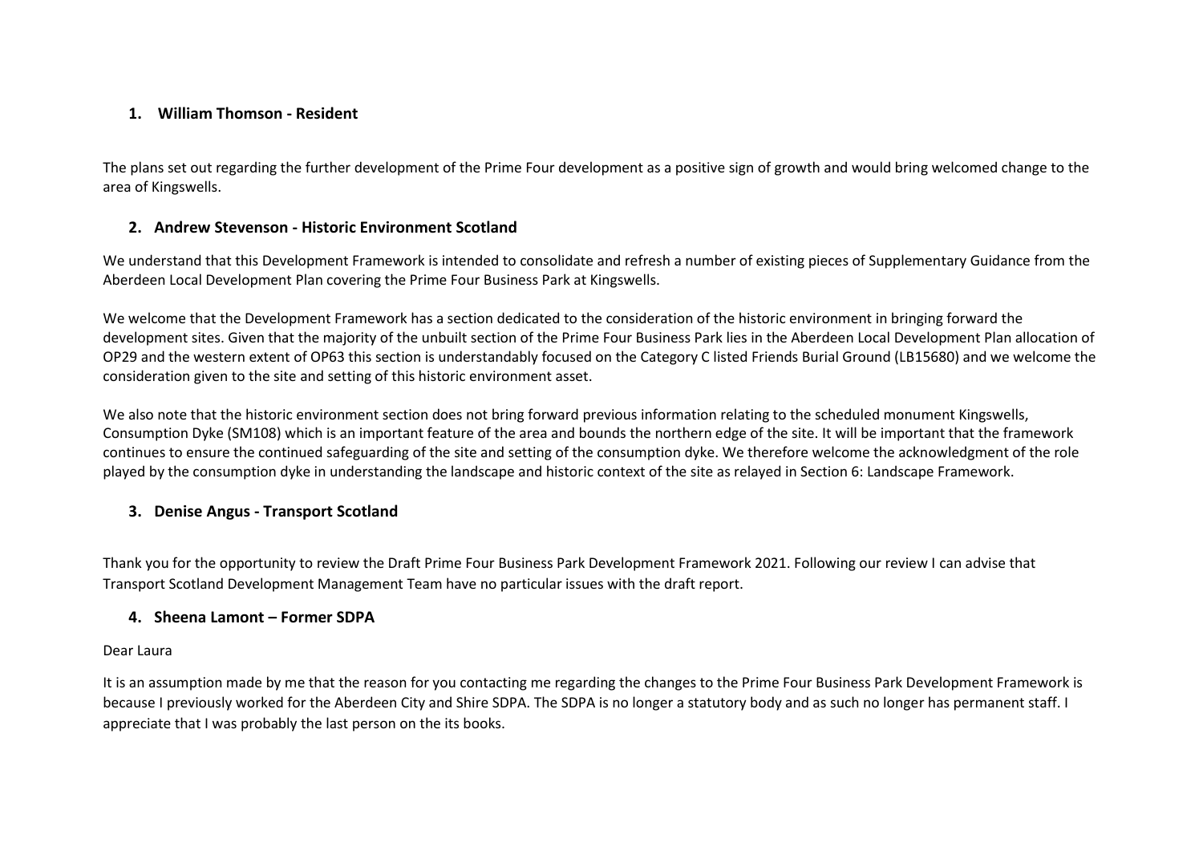## 1. William Thomson - Resident

The plans set out regarding the further development of the Prime Four development as a positive sign of growth and would bring welcomed change to the area of Kingswells.

## 2. Andrew Stevenson - Historic Environment Scotland

We understand that this Development Framework is intended to consolidate and refresh a number of existing pieces of Supplementary Guidance from the Aberdeen Local Development Plan covering the Prime Four Business Park at Kingswells.

We welcome that the Development Framework has a section dedicated to the consideration of the historic environment in bringing forward the development sites. Given that the majority of the unbuilt section of the Prime Four Business Park lies in the Aberdeen Local Development Plan allocation of OP29 and the western extent of OP63 this section is understandably focused on the Category C listed Friends Burial Ground (LB15680) and we welcome the consideration given to the site and setting of this historic environment asset.

We also note that the historic environment section does not bring forward previous information relating to the scheduled monument Kingswells, Consumption Dyke (SM108) which is an important feature of the area and bounds the northern edge of the site. It will be important that the framework continues to ensure the continued safeguarding of the site and setting of the consumption dyke. We therefore welcome the acknowledgment of the role played by the consumption dyke in understanding the landscape and historic context of the site as relayed in Section 6: Landscape Framework.

## 3. Denise Angus - Transport Scotland

Thank you for the opportunity to review the Draft Prime Four Business Park Development Framework 2021. Following our review I can advise that Transport Scotland Development Management Team have no particular issues with the draft report.

## 4. Sheena Lamont – Former SDPA

Dear Laura

It is an assumption made by me that the reason for you contacting me regarding the changes to the Prime Four Business Park Development Framework is because I previously worked for the Aberdeen City and Shire SDPA. The SDPA is no longer a statutory body and as such no longer has permanent staff. I appreciate that I was probably the last person on the its books.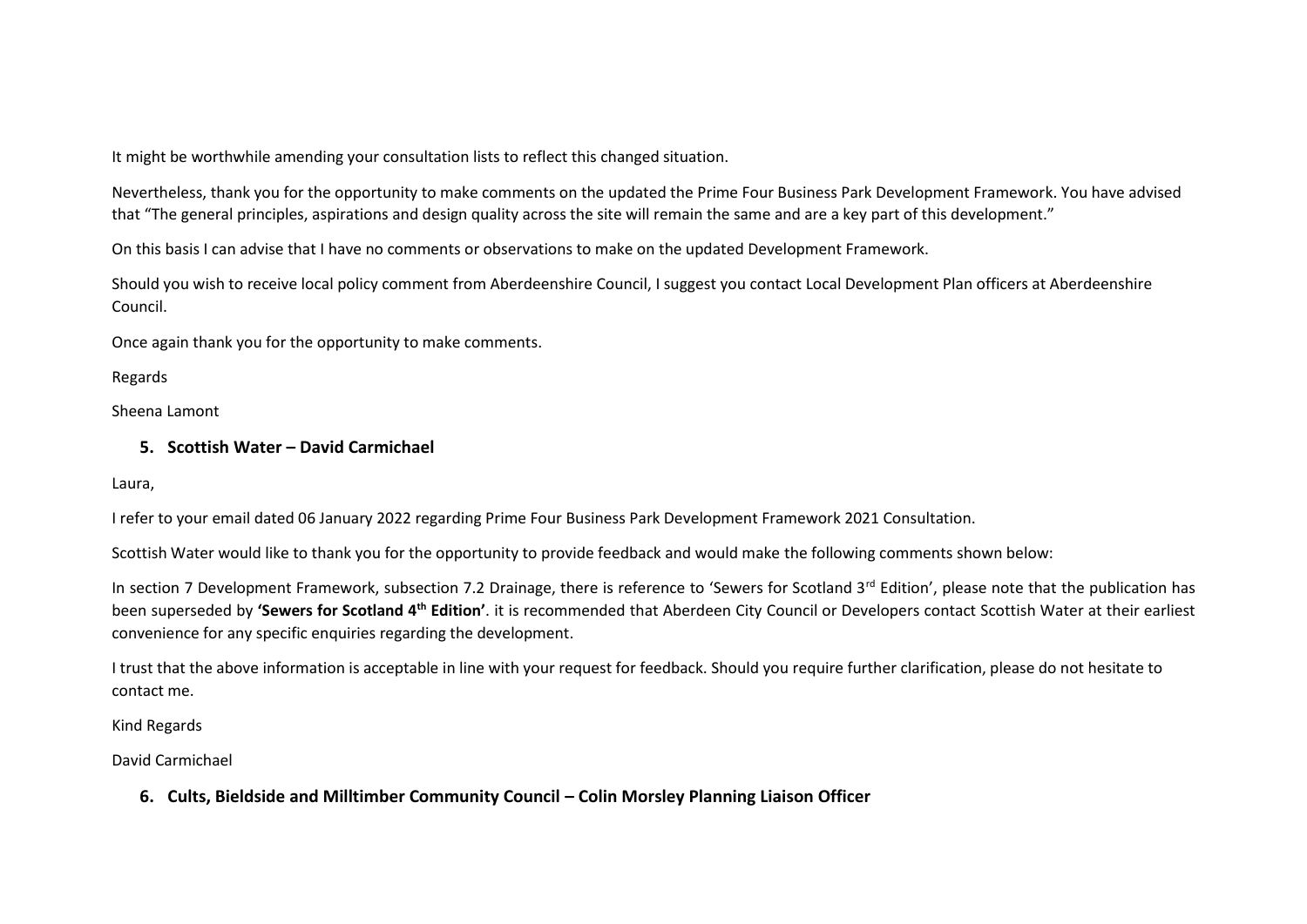It might be worthwhile amending your consultation lists to reflect this changed situation.

Nevertheless, thank you for the opportunity to make comments on the updated the Prime Four Business Park Development Framework. You have advised that "The general principles, aspirations and design quality across the site will remain the same and are a key part of this development."

On this basis I can advise that I have no comments or observations to make on the updated Development Framework.

Should you wish to receive local policy comment from Aberdeenshire Council, I suggest you contact Local Development Plan officers at Aberdeenshire Council.

Once again thank you for the opportunity to make comments.

Regards

Sheena Lamont

5. **Scottish Water – David Carmichael**

Laura,

I refer to your email dated 06 January 2022 regarding Prime Four Business Park Development Framework 2021 Consultation.

Scottish Water would like to thank you for the opportunity to provide feedback and would make the following comments shown below:

In section 7 Development Framework, subsection 7.2 Drainage, there is reference to 'Sewers for Scotland 3rd Edition', please note that the publication has been superseded by **'Sewers for Scotland 4th Edition'**. it is recommended that Aberdeen City Council or Developers contact Scottish Water at their earliest convenience for any specific enquiries regarding the development.

I trust that the above information is acceptable in line with your request for feedback. Should you require further clarification, please do not hesitate to contact me.

Kind Regards

David Carmichael

6. **Cults, Bieldside and Milltimber Community Council – Colin Morsley Planning Liaison Officer**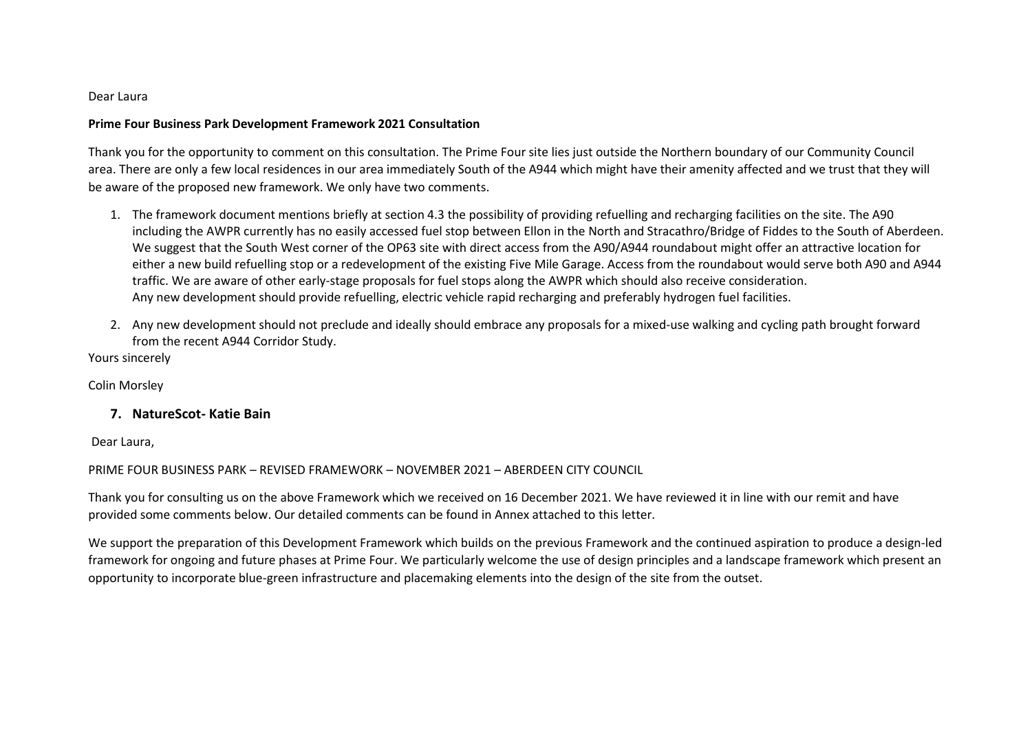Dear Laura

**Prime Four Business Park Development Framework 2021 Consultation**

Thank you for the opportunity to comment on this consultation. The Prime Four site lies just outside the Northern boundary of our Community Council area. There are only a few local residences in our area immediately South of the A944 which might have their amenity affected and we trust that they will be aware of the proposed new framework. We only have two comments.

1. The framework document mentions briefly at section 4.3 the possibility of providing refuelling and recharging facilities on the site. The A90 including the AWPR currently has no easily accessed fuel stop between Ellon in the North and Stracathro/Bridge of Fiddes to the South of Aberdeen. We suggest that the South West corner of the OP63 site with direct access from the A90/A944 roundabout might offer an attractive location for either a new build refuelling stop or a redevelopment of the existing Five Mile Garage. Access from the roundabout would serve both A90 and A944 traffic. We are aware of other early-stage proposals for fuel stops along the AWPR which should also receive consideration.
   Any new development should provide refuelling, electric vehicle rapid recharging and preferably hydrogen fuel facilities.

2. Any new development should not preclude and ideally should embrace any proposals for a mixed-use walking and cycling path brought forward from the recent A944 Corridor Study.

Yours sincerely

Colin Morsley

## 7. NatureScot- Katie Bain

Dear Laura,

PRIME FOUR BUSINESS PARK – REVISED FRAMEWORK – NOVEMBER 2021 – ABERDEEN CITY COUNCIL

Thank you for consulting us on the above Framework which we received on 16 December 2021. We have reviewed it in line with our remit and have provided some comments below. Our detailed comments can be found in Annex attached to this letter.

We support the preparation of this Development Framework which builds on the previous Framework and the continued aspiration to produce a design-led framework for ongoing and future phases at Prime Four. We particularly welcome the use of design principles and a landscape framework which present an opportunity to incorporate blue-green infrastructure and placemaking elements into the design of the site from the outset.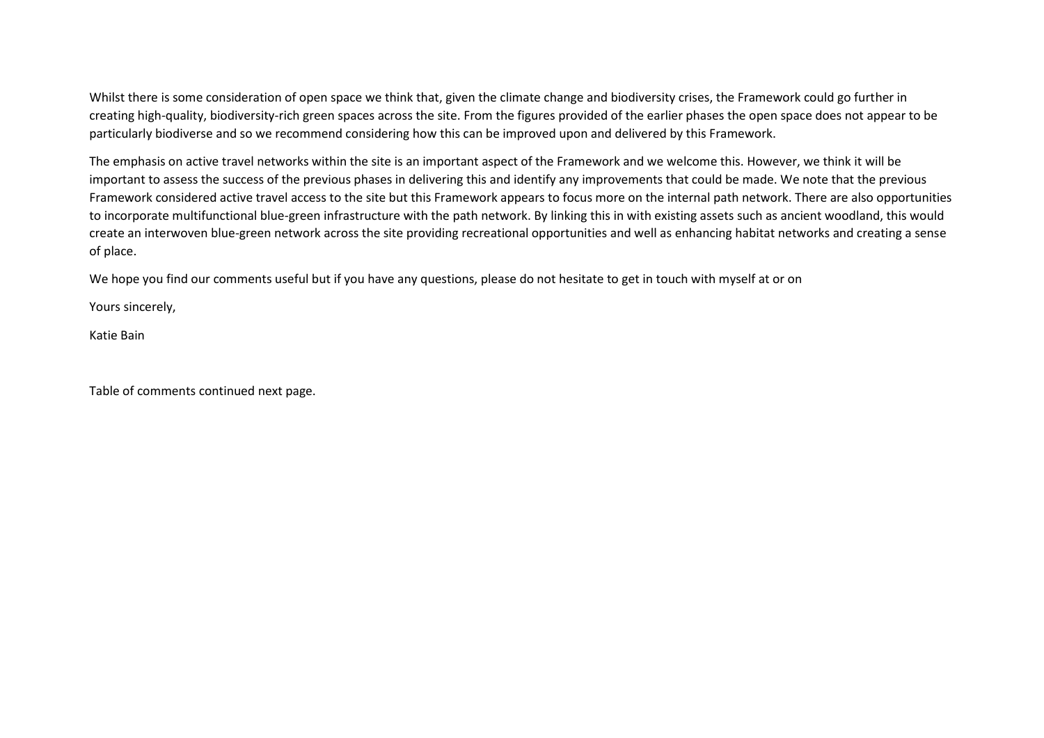Whilst there is some consideration of open space we think that, given the climate change and biodiversity crises, the Framework could go further in creating high-quality, biodiversity-rich green spaces across the site. From the figures provided of the earlier phases the open space does not appear to be particularly biodiverse and so we recommend considering how this can be improved upon and delivered by this Framework.

The emphasis on active travel networks within the site is an important aspect of the Framework and we welcome this. However, we think it will be important to assess the success of the previous phases in delivering this and identify any improvements that could be made. We note that the previous Framework considered active travel access to the site but this Framework appears to focus more on the internal path network. There are also opportunities to incorporate multifunctional blue-green infrastructure with the path network. By linking this in with existing assets such as ancient woodland, this would create an interwoven blue-green network across the site providing recreational opportunities and well as enhancing habitat networks and creating a sense of place.

We hope you find our comments useful but if you have any questions, please do not hesitate to get in touch with myself at or on

Yours sincerely,

Katie Bain

Table of comments continued next page.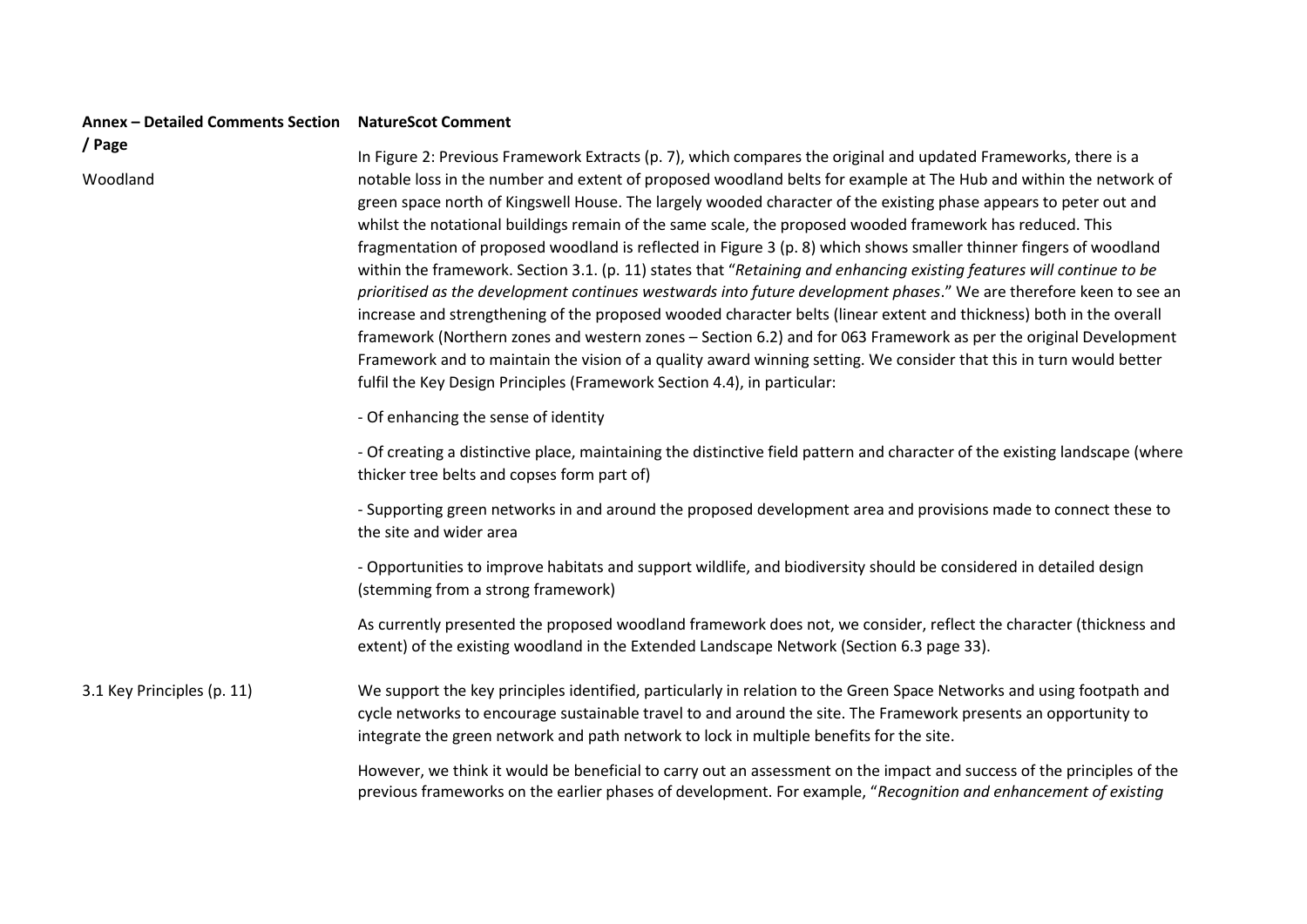| Annex – Detailed Comments Section / Page | NatureScot Comment |
|---|---|
| Woodland | In Figure 2: Previous Framework Extracts (p. 7), which compares the original and updated Frameworks, there is a notable loss in the number and extent of proposed woodland belts for example at The Hub and within the network of green space north of Kingswell House. The largely wooded character of the existing phase appears to peter out and whilst the notational buildings remain of the same scale, the proposed wooded framework has reduced. This fragmentation of proposed woodland is reflected in Figure 3 (p. 8) which shows smaller thinner fingers of woodland within the framework. Section 3.1. (p. 11) states that "*Retaining and enhancing existing features will continue to be prioritised as the development continues westwards into future development phases*." We are therefore keen to see an increase and strengthening of the proposed wooded character belts (linear extent and thickness) both in the overall framework (Northern zones and western zones – Section 6.2) and for 063 Framework as per the original Development Framework and to maintain the vision of a quality award winning setting. We consider that this in turn would better fulfil the Key Design Principles (Framework Section 4.4), in particular:<br><br>- Of enhancing the sense of identity<br><br>- Of creating a distinctive place, maintaining the distinctive field pattern and character of the existing landscape (where thicker tree belts and copses form part of)<br><br>- Supporting green networks in and around the proposed development area and provisions made to connect these to the site and wider area<br><br>- Opportunities to improve habitats and support wildlife, and biodiversity should be considered in detailed design (stemming from a strong framework)<br><br>As currently presented the proposed woodland framework does not, we consider, reflect the character (thickness and extent) of the existing woodland in the Extended Landscape Network (Section 6.3 page 33). |
| 3.1 Key Principles (p. 11) | We support the key principles identified, particularly in relation to the Green Space Networks and using footpath and cycle networks to encourage sustainable travel to and around the site. The Framework presents an opportunity to integrate the green network and path network to lock in multiple benefits for the site.<br><br>However, we think it would be beneficial to carry out an assessment on the impact and success of the principles of the previous frameworks on the earlier phases of development. For example, "*Recognition and enhancement of existing* |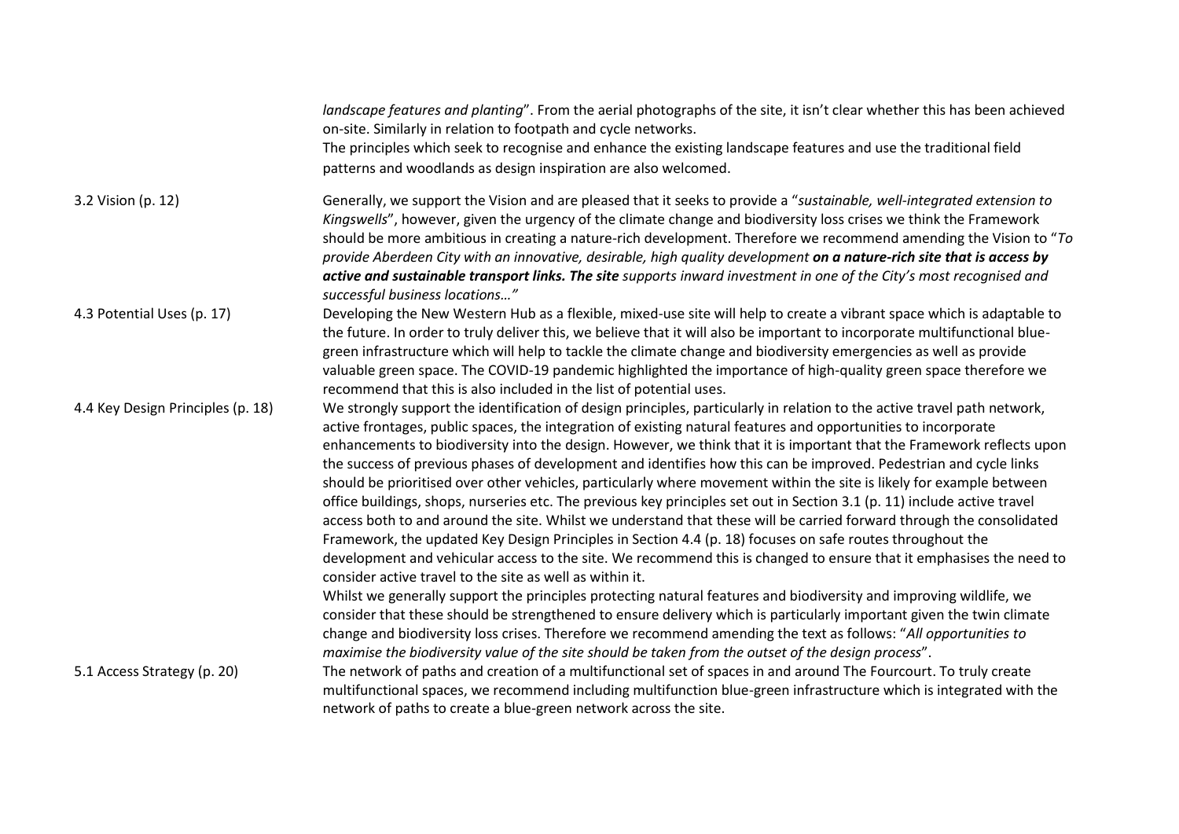| | |
|---|---|
| | *landscape features and planting*". From the aerial photographs of the site, it isn't clear whether this has been achieved on-site. Similarly in relation to footpath and cycle networks.<br>The principles which seek to recognise and enhance the existing landscape features and use the traditional field patterns and woodlands as design inspiration are also welcomed. |
| 3.2 Vision (p. 12) | Generally, we support the Vision and are pleased that it seeks to provide a "*sustainable, well-integrated extension to Kingswells*", however, given the urgency of the climate change and biodiversity loss crises we think the Framework should be more ambitious in creating a nature-rich development. Therefore we recommend amending the Vision to "*To provide Aberdeen City with an innovative, desirable, high quality development* ***on a nature-rich site that is access by active and sustainable transport links. The site*** *supports inward investment in one of the City's most recognised and successful business locations…"* |
| 4.3 Potential Uses (p. 17) | Developing the New Western Hub as a flexible, mixed-use site will help to create a vibrant space which is adaptable to the future. In order to truly deliver this, we believe that it will also be important to incorporate multifunctional blue-green infrastructure which will help to tackle the climate change and biodiversity emergencies as well as provide valuable green space. The COVID-19 pandemic highlighted the importance of high-quality green space therefore we recommend that this is also included in the list of potential uses. |
| 4.4 Key Design Principles (p. 18) | We strongly support the identification of design principles, particularly in relation to the active travel path network, active frontages, public spaces, the integration of existing natural features and opportunities to incorporate enhancements to biodiversity into the design. However, we think that it is important that the Framework reflects upon the success of previous phases of development and identifies how this can be improved. Pedestrian and cycle links should be prioritised over other vehicles, particularly where movement within the site is likely for example between office buildings, shops, nurseries etc. The previous key principles set out in Section 3.1 (p. 11) include active travel access both to and around the site. Whilst we understand that these will be carried forward through the consolidated Framework, the updated Key Design Principles in Section 4.4 (p. 18) focuses on safe routes throughout the development and vehicular access to the site. We recommend this is changed to ensure that it emphasises the need to consider active travel to the site as well as within it.<br>Whilst we generally support the principles protecting natural features and biodiversity and improving wildlife, we consider that these should be strengthened to ensure delivery which is particularly important given the twin climate change and biodiversity loss crises. Therefore we recommend amending the text as follows: "*All opportunities to maximise the biodiversity value of the site should be taken from the outset of the design process*". |
| 5.1 Access Strategy (p. 20) | The network of paths and creation of a multifunctional set of spaces in and around The Fourcourt. To truly create multifunctional spaces, we recommend including multifunction blue-green infrastructure which is integrated with the network of paths to create a blue-green network across the site. |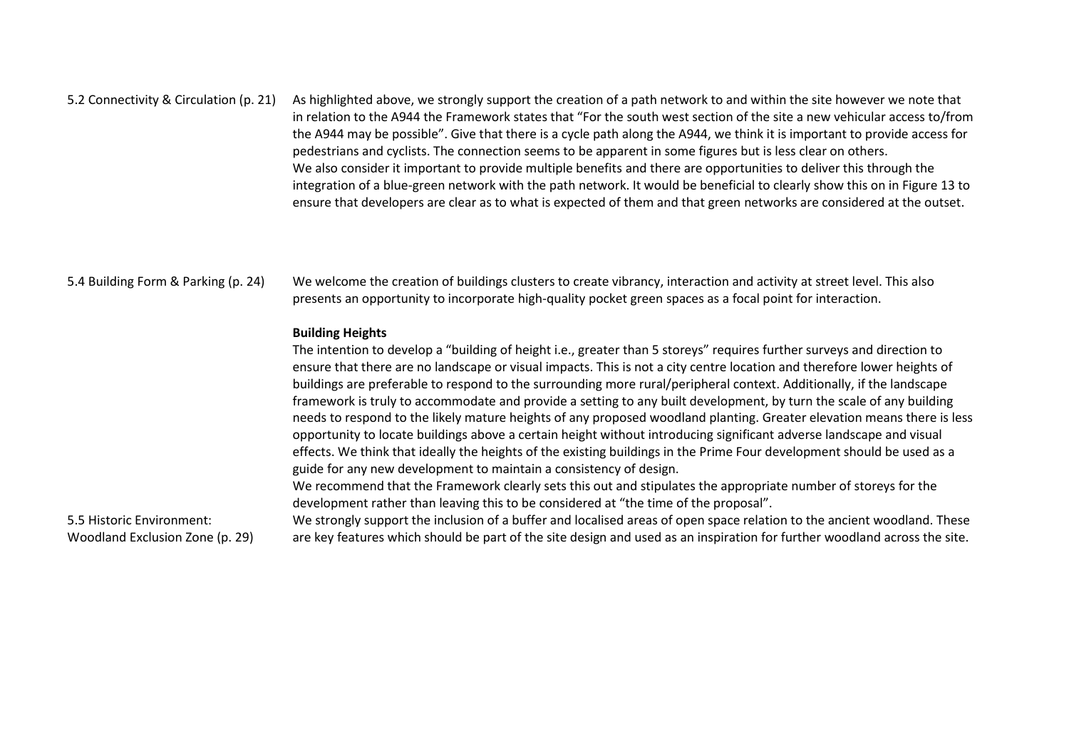| | |
|---|---|
| 5.2 Connectivity & Circulation (p. 21) | As highlighted above, we strongly support the creation of a path network to and within the site however we note that in relation to the A944 the Framework states that "For the south west section of the site a new vehicular access to/from the A944 may be possible". Give that there is a cycle path along the A944, we think it is important to provide access for pedestrians and cyclists. The connection seems to be apparent in some figures but is less clear on others.<br>We also consider it important to provide multiple benefits and there are opportunities to deliver this through the integration of a blue-green network with the path network. It would be beneficial to clearly show this on in Figure 13 to ensure that developers are clear as to what is expected of them and that green networks are considered at the outset. |
| 5.4 Building Form & Parking (p. 24) | We welcome the creation of buildings clusters to create vibrancy, interaction and activity at street level. This also presents an opportunity to incorporate high-quality pocket green spaces as a focal point for interaction.<br><br>**Building Heights**<br>The intention to develop a "building of height i.e., greater than 5 storeys" requires further surveys and direction to ensure that there are no landscape or visual impacts. This is not a city centre location and therefore lower heights of buildings are preferable to respond to the surrounding more rural/peripheral context. Additionally, if the landscape framework is truly to accommodate and provide a setting to any built development, by turn the scale of any building needs to respond to the likely mature heights of any proposed woodland planting. Greater elevation means there is less opportunity to locate buildings above a certain height without introducing significant adverse landscape and visual effects. We think that ideally the heights of the existing buildings in the Prime Four development should be used as a guide for any new development to maintain a consistency of design.<br>We recommend that the Framework clearly sets this out and stipulates the appropriate number of storeys for the development rather than leaving this to be considered at "the time of the proposal". |
| 5.5 Historic Environment: Woodland Exclusion Zone (p. 29) | We strongly support the inclusion of a buffer and localised areas of open space relation to the ancient woodland. These are key features which should be part of the site design and used as an inspiration for further woodland across the site. |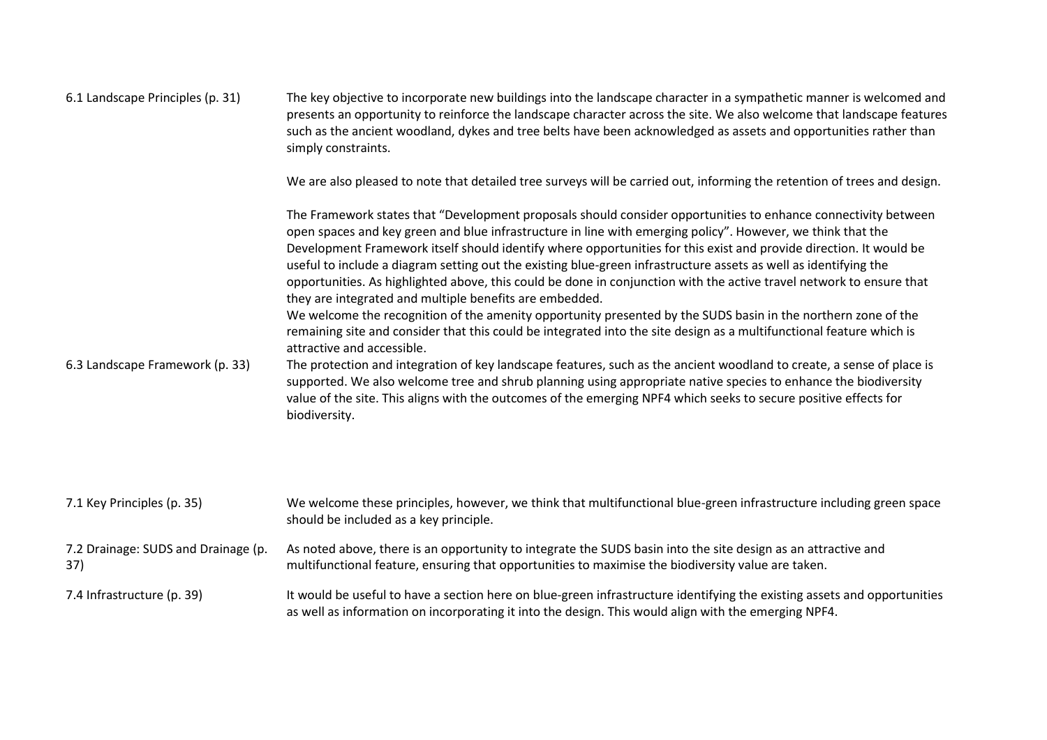| | |
|---|---|
| 6.1 Landscape Principles (p. 31) | The key objective to incorporate new buildings into the landscape character in a sympathetic manner is welcomed and presents an opportunity to reinforce the landscape character across the site. We also welcome that landscape features such as the ancient woodland, dykes and tree belts have been acknowledged as assets and opportunities rather than simply constraints.<br><br>We are also pleased to note that detailed tree surveys will be carried out, informing the retention of trees and design.<br><br>The Framework states that "Development proposals should consider opportunities to enhance connectivity between open spaces and key green and blue infrastructure in line with emerging policy". However, we think that the Development Framework itself should identify where opportunities for this exist and provide direction. It would be useful to include a diagram setting out the existing blue-green infrastructure assets as well as identifying the opportunities. As highlighted above, this could be done in conjunction with the active travel network to ensure that they are integrated and multiple benefits are embedded.<br>We welcome the recognition of the amenity opportunity presented by the SUDS basin in the northern zone of the remaining site and consider that this could be integrated into the site design as a multifunctional feature which is attractive and accessible. |
| 6.3 Landscape Framework (p. 33) | The protection and integration of key landscape features, such as the ancient woodland to create, a sense of place is supported. We also welcome tree and shrub planning using appropriate native species to enhance the biodiversity value of the site. This aligns with the outcomes of the emerging NPF4 which seeks to secure positive effects for biodiversity. |
| 7.1 Key Principles (p. 35) | We welcome these principles, however, we think that multifunctional blue-green infrastructure including green space should be included as a key principle. |
| 7.2 Drainage: SUDS and Drainage (p. 37) | As noted above, there is an opportunity to integrate the SUDS basin into the site design as an attractive and multifunctional feature, ensuring that opportunities to maximise the biodiversity value are taken. |
| 7.4 Infrastructure (p. 39) | It would be useful to have a section here on blue-green infrastructure identifying the existing assets and opportunities as well as information on incorporating it into the design. This would align with the emerging NPF4. |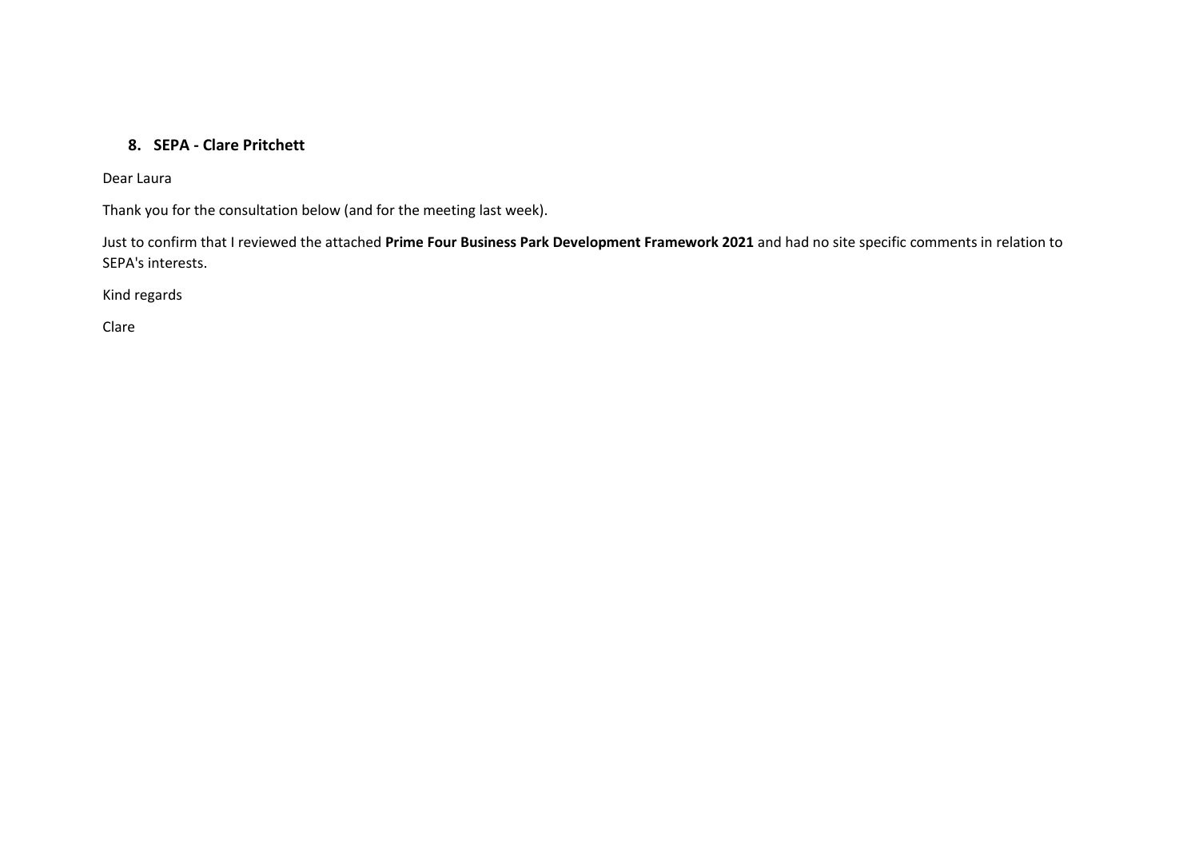## 8. SEPA - Clare Pritchett

Dear Laura

Thank you for the consultation below (and for the meeting last week).

Just to confirm that I reviewed the attached **Prime Four Business Park Development Framework 2021** and had no site specific comments in relation to SEPA's interests.

Kind regards

Clare